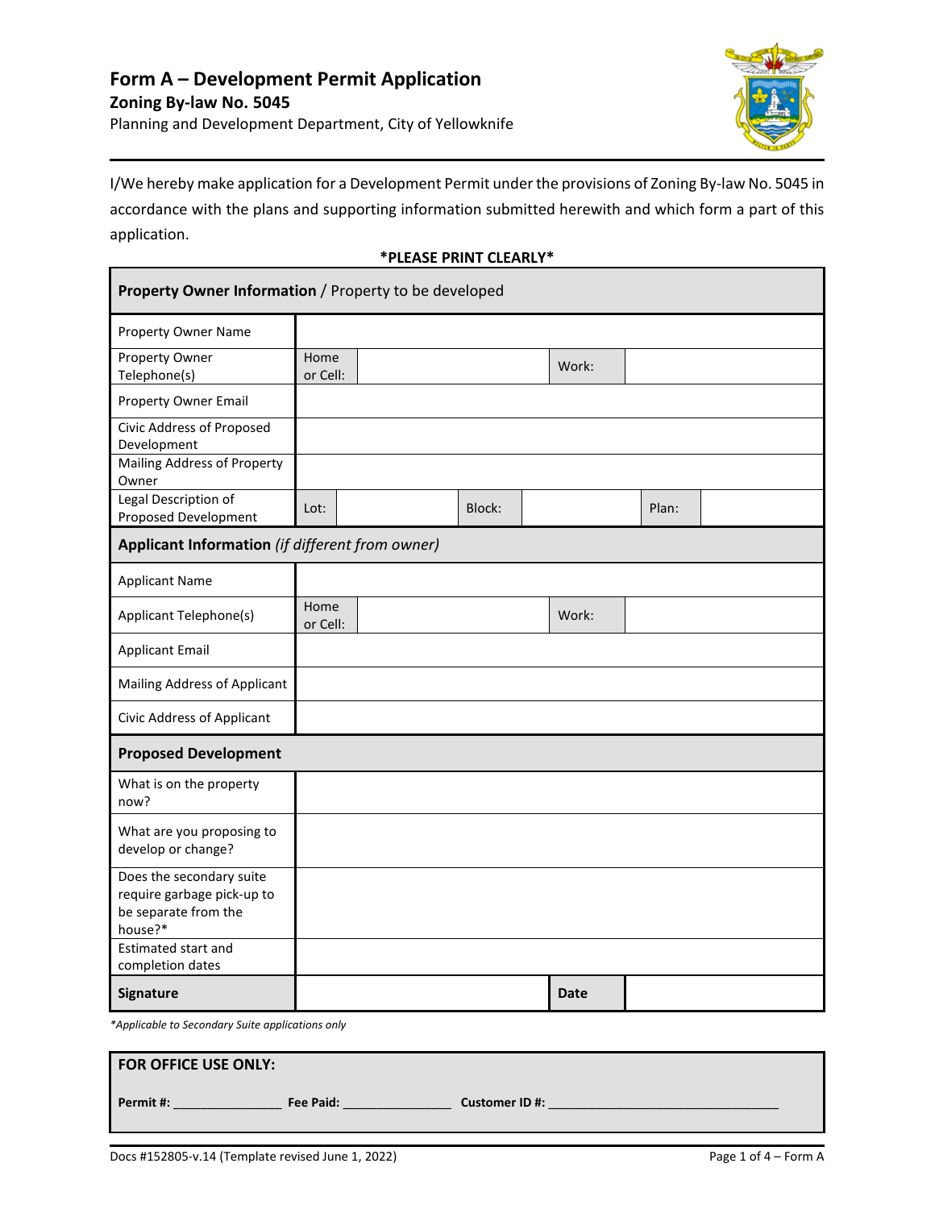# Form A – Development Permit Application

## Zoning By-law No. 5045

Planning and Development Department, City of Yellowknife

I/We hereby make application for a Development Permit under the provisions of Zoning By-law No. 5045 in accordance with the plans and supporting information submitted herewith and which form a part of this application.

**\*PLEASE PRINT CLEARLY\***

| **Property Owner Information** / Property to be developed | | | | | |
|---|---|---|---|---|---|
| Property Owner Name | | | | | |
| Property Owner Telephone(s) | Home or Cell: | | Work: | | |
| Property Owner Email | | | | | |
| Civic Address of Proposed Development | | | | | |
| Mailing Address of Property Owner | | | | | |
| Legal Description of Proposed Development | Lot: | | Block: | | Plan: |
| **Applicant Information** *(if different from owner)* | | | | | |
| Applicant Name | | | | | |
| Applicant Telephone(s) | Home or Cell: | | Work: | | |
| Applicant Email | | | | | |
| Mailing Address of Applicant | | | | | |
| Civic Address of Applicant | | | | | |
| **Proposed Development** | | | | | |
| What is on the property now? | | | | | |
| What are you proposing to develop or change? | | | | | |
| Does the secondary suite require garbage pick-up to be separate from the house?* | | | | | |
| Estimated start and completion dates | | | | | |
| **Signature** | | | **Date** | | |

*\*Applicable to Secondary Suite applications only*

**FOR OFFICE USE ONLY:**

**Permit #:** _______________ **Fee Paid:** _______________ **Customer ID #:** _________________________________

Docs #152805-v.14 (Template revised June 1, 2022)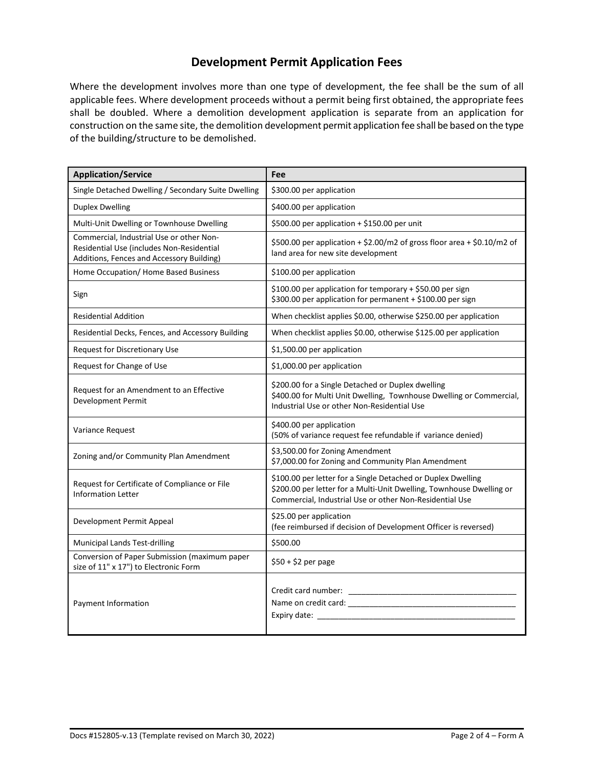## Development Permit Application Fees

Where the development involves more than one type of development, the fee shall be the sum of all applicable fees. Where development proceeds without a permit being first obtained, the appropriate fees shall be doubled. Where a demolition development application is separate from an application for construction on the same site, the demolition development permit application fee shall be based on the type of the building/structure to be demolished.

| Application/Service | Fee |
|---|---|
| Single Detached Dwelling / Secondary Suite Dwelling | $300.00 per application |
| Duplex Dwelling | $400.00 per application |
| Multi-Unit Dwelling or Townhouse Dwelling | $500.00 per application + $150.00 per unit |
| Commercial, Industrial Use or other Non-Residential Use (includes Non-Residential Additions, Fences and Accessory Building) | $500.00 per application + $2.00/m2 of gross floor area + $0.10/m2 of land area for new site development |
| Home Occupation/ Home Based Business | $100.00 per application |
| Sign | $100.00 per application for temporary + $50.00 per sign<br>$300.00 per application for permanent + $100.00 per sign |
| Residential Addition | When checklist applies $0.00, otherwise $250.00 per application |
| Residential Decks, Fences, and Accessory Building | When checklist applies $0.00, otherwise $125.00 per application |
| Request for Discretionary Use | $1,500.00 per application |
| Request for Change of Use | $1,000.00 per application |
| Request for an Amendment to an Effective Development Permit | $200.00 for a Single Detached or Duplex dwelling<br>$400.00 for Multi Unit Dwelling, Townhouse Dwelling or Commercial, Industrial Use or other Non-Residential Use |
| Variance Request | $400.00 per application<br>(50% of variance request fee refundable if variance denied) |
| Zoning and/or Community Plan Amendment | $3,500.00 for Zoning Amendment<br>$7,000.00 for Zoning and Community Plan Amendment |
| Request for Certificate of Compliance or File Information Letter | $100.00 per letter for a Single Detached or Duplex Dwelling<br>$200.00 per letter for a Multi-Unit Dwelling, Townhouse Dwelling or Commercial, Industrial Use or other Non-Residential Use |
| Development Permit Appeal | $25.00 per application<br>(fee reimbursed if decision of Development Officer is reversed) |
| Municipal Lands Test-drilling | $500.00 |
| Conversion of Paper Submission (maximum paper size of 11" x 17") to Electronic Form | $50 + $2 per page |
| Payment Information | Credit card number: ______________________<br>Name on credit card: ______________________<br>Expiry date: ______________________ |

Docs #152805-v.13 (Template revised on March 30, 2022)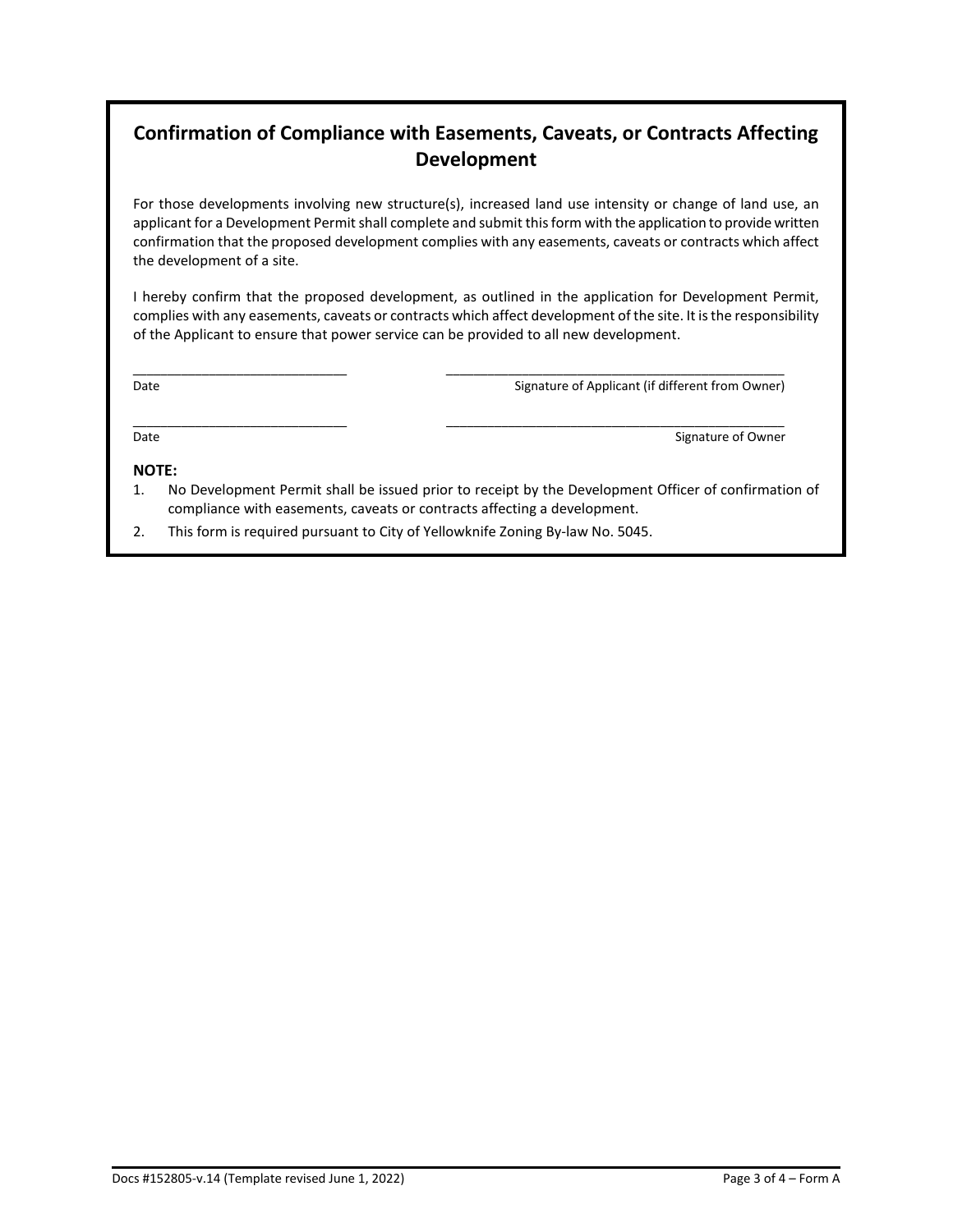# Confirmation of Compliance with Easements, Caveats, or Contracts Affecting Development

For those developments involving new structure(s), increased land use intensity or change of land use, an applicant for a Development Permit shall complete and submit this form with the application to provide written confirmation that the proposed development complies with any easements, caveats or contracts which affect the development of a site.

I hereby confirm that the proposed development, as outlined in the application for Development Permit, complies with any easements, caveats or contracts which affect development of the site. It is the responsibility of the Applicant to ensure that power service can be provided to all new development.

| | |
|---|---|
| ______________________________ | ________________________________________________ |
| Date | Signature of Applicant (if different from Owner) |
| ______________________________ | ________________________________________________ |
| Date | Signature of Owner |

**NOTE:**

1. No Development Permit shall be issued prior to receipt by the Development Officer of confirmation of compliance with easements, caveats or contracts affecting a development.
2. This form is required pursuant to City of Yellowknife Zoning By-law No. 5045.

Docs #152805-v.14 (Template revised June 1, 2022)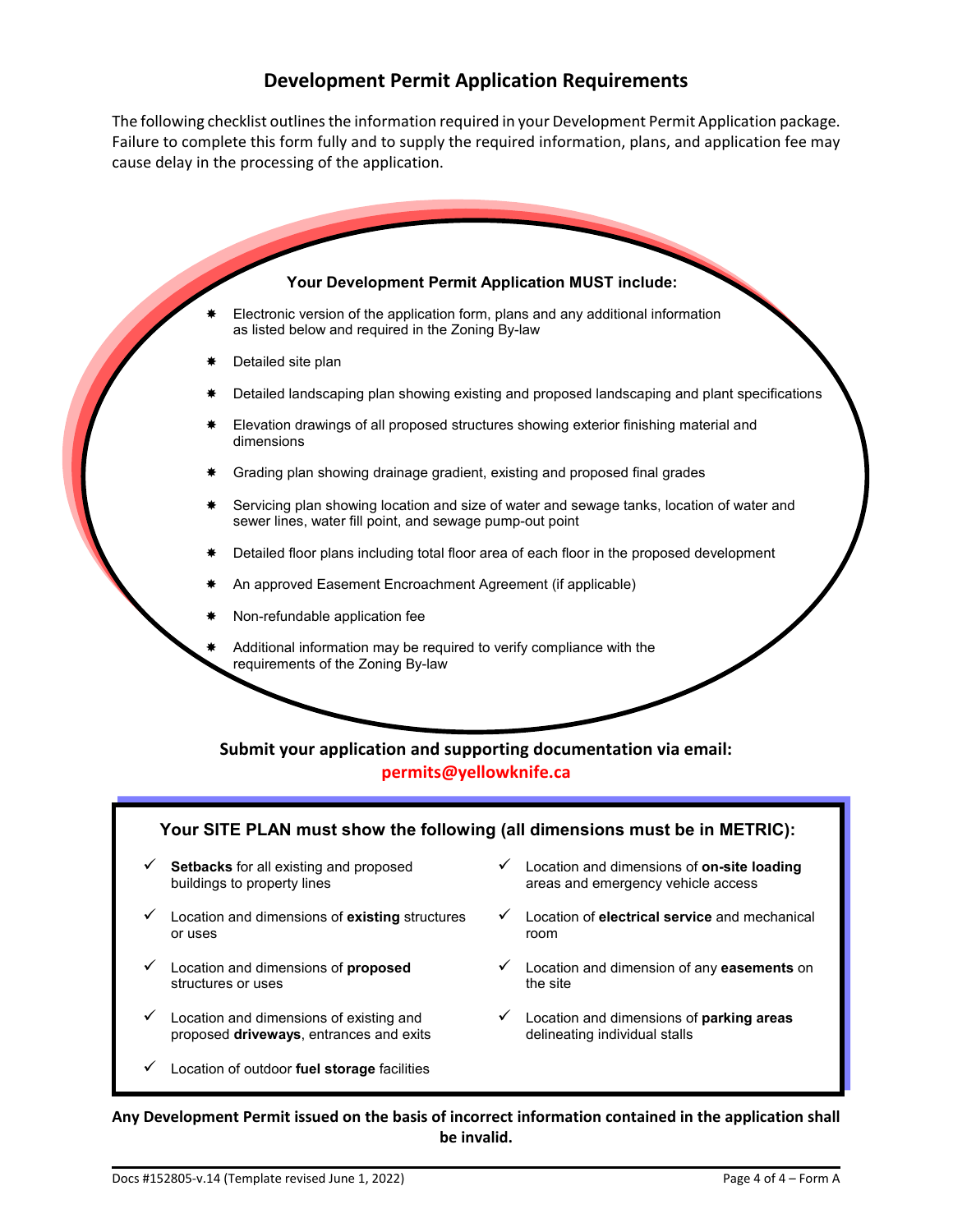## Development Permit Application Requirements

The following checklist outlines the information required in your Development Permit Application package. Failure to complete this form fully and to supply the required information, plans, and application fee may cause delay in the processing of the application.

**Your Development Permit Application MUST include:**

- Electronic version of the application form, plans and any additional information as listed below and required in the Zoning By-law
- Detailed site plan
- Detailed landscaping plan showing existing and proposed landscaping and plant specifications
- Elevation drawings of all proposed structures showing exterior finishing material and dimensions
- Grading plan showing drainage gradient, existing and proposed final grades
- Servicing plan showing location and size of water and sewage tanks, location of water and sewer lines, water fill point, and sewage pump-out point
- Detailed floor plans including total floor area of each floor in the proposed development
- An approved Easement Encroachment Agreement (if applicable)
- Non-refundable application fee
- Additional information may be required to verify compliance with the requirements of the Zoning By-law

**Submit your application and supporting documentation via email:**
**permits@yellowknife.ca**

**Your SITE PLAN must show the following (all dimensions must be in METRIC):**

- ✓ **Setbacks** for all existing and proposed buildings to property lines
- ✓ Location and dimensions of **existing** structures or uses
- ✓ Location and dimensions of **proposed** structures or uses
- ✓ Location and dimensions of existing and proposed **driveways**, entrances and exits
- ✓ Location of outdoor **fuel storage** facilities
- ✓ Location and dimensions of **on-site loading** areas and emergency vehicle access
- ✓ Location of **electrical service** and mechanical room
- ✓ Location and dimension of any **easements** on the site
- ✓ Location and dimensions of **parking areas** delineating individual stalls

**Any Development Permit issued on the basis of incorrect information contained in the application shall be invalid.**

Docs #152805-v.14 (Template revised June 1, 2022)